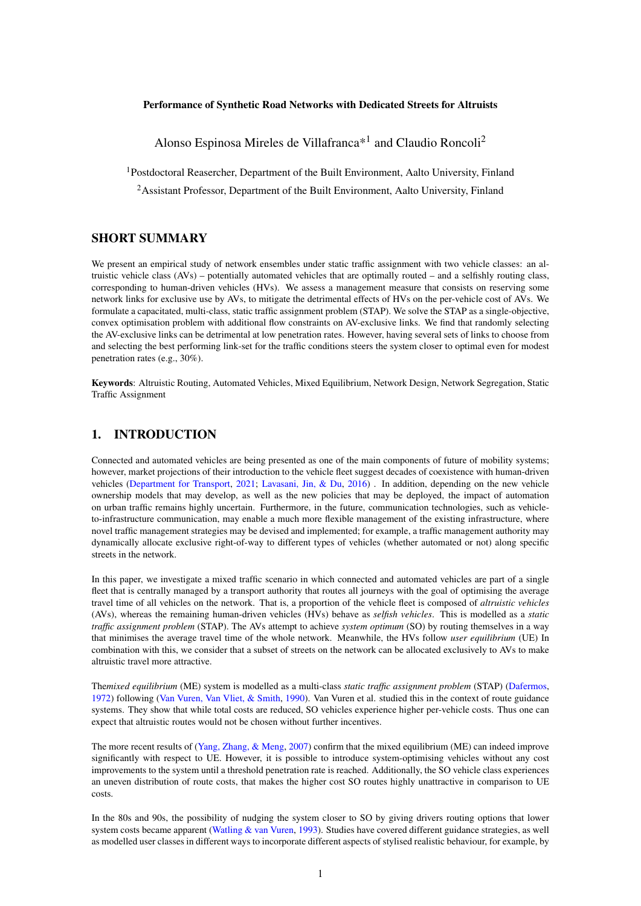**Performance of Synthetic Road Networks with Dedicated Streets for Altruists**

Alonso Espinosa Mireles de Villafranca*[1] and Claudio Roncoli[2]

[1]Postdoctoral Reasercher, Department of the Built Environment, Aalto University, Finland

[2]Assistant Professor, Department of the Built Environment, Aalto University, Finland

## SHORT SUMMARY

We present an empirical study of network ensembles under static traffic assignment with two vehicle classes: an altruistic vehicle class (AVs) – potentially automated vehicles that are optimally routed – and a selfishly routing class, corresponding to human-driven vehicles (HVs). We assess a management measure that consists on reserving some network links for exclusive use by AVs, to mitigate the detrimental effects of HVs on the per-vehicle cost of AVs. We formulate a capacitated, multi-class, static traffic assignment problem (STAP). We solve the STAP as a single-objective, convex optimisation problem with additional flow constraints on AV-exclusive links. We find that randomly selecting the AV-exclusive links can be detrimental at low penetration rates. However, having several sets of links to choose from and selecting the best performing link-set for the traffic conditions steers the system closer to optimal even for modest penetration rates (e.g., 30%).

**Keywords**: Altruistic Routing, Automated Vehicles, Mixed Equilibrium, Network Design, Network Segregation, Static Traffic Assignment

## 1. INTRODUCTION

Connected and automated vehicles are being presented as one of the main components of future of mobility systems; however, market projections of their introduction to the vehicle fleet suggest decades of coexistence with human-driven vehicles (Department for Transport, 2021; Lavasani, Jin, & Du, 2016) . In addition, depending on the new vehicle ownership models that may develop, as well as the new policies that may be deployed, the impact of automation on urban traffic remains highly uncertain. Furthermore, in the future, communication technologies, such as vehicle-to-infrastructure communication, may enable a much more flexible management of the existing infrastructure, where novel traffic management strategies may be devised and implemented; for example, a traffic management authority may dynamically allocate exclusive right-of-way to different types of vehicles (whether automated or not) along specific streets in the network.

In this paper, we investigate a mixed traffic scenario in which connected and automated vehicles are part of a single fleet that is centrally managed by a transport authority that routes all journeys with the goal of optimising the average travel time of all vehicles on the network. That is, a proportion of the vehicle fleet is composed of *altruistic vehicles* (AVs), whereas the remaining human-driven vehicles (HVs) behave as *selfish vehicles*. This is modelled as a *static traffic assignment problem* (STAP). The AVs attempt to achieve *system optimum* (SO) by routing themselves in a way that minimises the average travel time of the whole network. Meanwhile, the HVs follow *user equilibrium* (UE) In combination with this, we consider that a subset of streets on the network can be allocated exclusively to AVs to make altruistic travel more attractive.

The*mixed equilibrium* (ME) system is modelled as a multi-class *static traffic assignment problem* (STAP) (Dafermos, 1972) following (Van Vuren, Van Vliet, & Smith, 1990). Van Vuren et al. studied this in the context of route guidance systems. They show that while total costs are reduced, SO vehicles experience higher per-vehicle costs. Thus one can expect that altruistic routes would not be chosen without further incentives.

The more recent results of (Yang, Zhang, & Meng, 2007) confirm that the mixed equilibrium (ME) can indeed improve significantly with respect to UE. However, it is possible to introduce system-optimising vehicles without any cost improvements to the system until a threshold penetration rate is reached. Additionally, the SO vehicle class experiences an uneven distribution of route costs, that makes the higher cost SO routes highly unattractive in comparison to UE costs.

In the 80s and 90s, the possibility of nudging the system closer to SO by giving drivers routing options that lower system costs became apparent (Watling & van Vuren, 1993). Studies have covered different guidance strategies, as well as modelled user classes in different ways to incorporate different aspects of stylised realistic behaviour, for example, by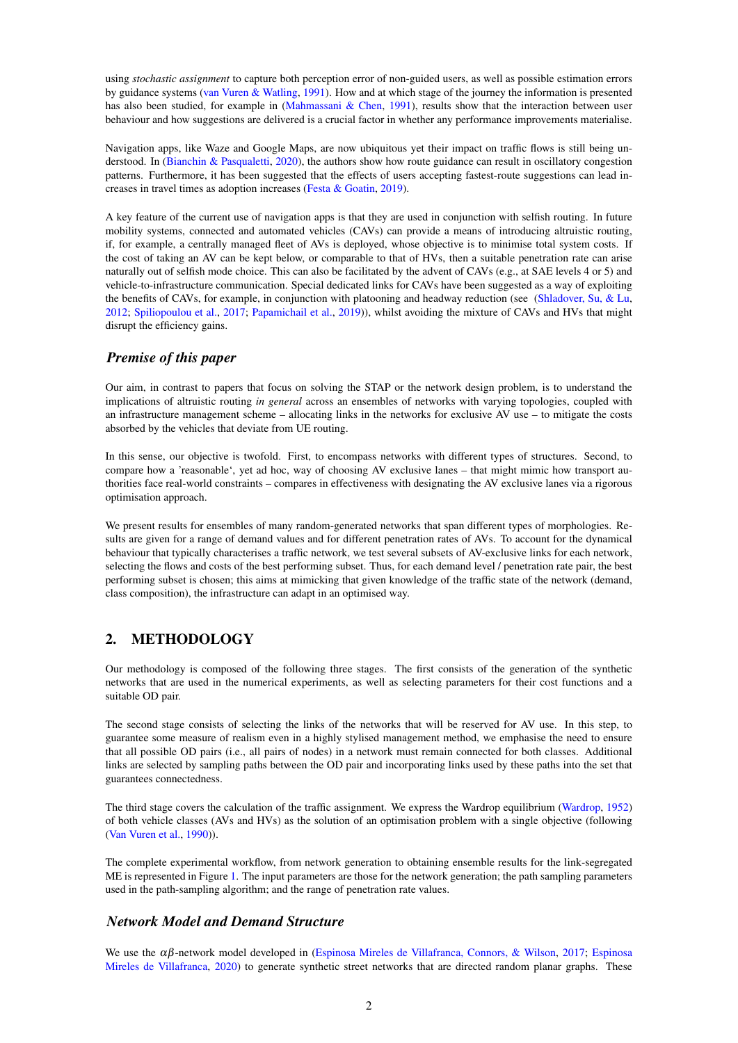using *stochastic assignment* to capture both perception error of non-guided users, as well as possible estimation errors by guidance systems (van Vuren & Watling, 1991). How and at which stage of the journey the information is presented has also been studied, for example in (Mahmassani & Chen, 1991), results show that the interaction between user behaviour and how suggestions are delivered is a crucial factor in whether any performance improvements materialise.

Navigation apps, like Waze and Google Maps, are now ubiquitous yet their impact on traffic flows is still being understood. In (Bianchin & Pasqualetti, 2020), the authors show how route guidance can result in oscillatory congestion patterns. Furthermore, it has been suggested that the effects of users accepting fastest-route suggestions can lead increases in travel times as adoption increases (Festa & Goatin, 2019).

A key feature of the current use of navigation apps is that they are used in conjunction with selfish routing. In future mobility systems, connected and automated vehicles (CAVs) can provide a means of introducing altruistic routing, if, for example, a centrally managed fleet of AVs is deployed, whose objective is to minimise total system costs. If the cost of taking an AV can be kept below, or comparable to that of HVs, then a suitable penetration rate can arise naturally out of selfish mode choice. This can also be facilitated by the advent of CAVs (e.g., at SAE levels 4 or 5) and vehicle-to-infrastructure communication. Special dedicated links for CAVs have been suggested as a way of exploiting the benefits of CAVs, for example, in conjunction with platooning and headway reduction (see (Shladover, Su, & Lu, 2012; Spiliopoulou et al., 2017; Papamichail et al., 2019)), whilst avoiding the mixture of CAVs and HVs that might disrupt the efficiency gains.

### *Premise of this paper*

Our aim, in contrast to papers that focus on solving the STAP or the network design problem, is to understand the implications of altruistic routing *in general* across an ensembles of networks with varying topologies, coupled with an infrastructure management scheme – allocating links in the networks for exclusive AV use – to mitigate the costs absorbed by the vehicles that deviate from UE routing.

In this sense, our objective is twofold. First, to encompass networks with different types of structures. Second, to compare how a 'reasonable', yet ad hoc, way of choosing AV exclusive lanes – that might mimic how transport authorities face real-world constraints – compares in effectiveness with designating the AV exclusive lanes via a rigorous optimisation approach.

We present results for ensembles of many random-generated networks that span different types of morphologies. Results are given for a range of demand values and for different penetration rates of AVs. To account for the dynamical behaviour that typically characterises a traffic network, we test several subsets of AV-exclusive links for each network, selecting the flows and costs of the best performing subset. Thus, for each demand level / penetration rate pair, the best performing subset is chosen; this aims at mimicking that given knowledge of the traffic state of the network (demand, class composition), the infrastructure can adapt in an optimised way.

## 2. METHODOLOGY

Our methodology is composed of the following three stages. The first consists of the generation of the synthetic networks that are used in the numerical experiments, as well as selecting parameters for their cost functions and a suitable OD pair.

The second stage consists of selecting the links of the networks that will be reserved for AV use. In this step, to guarantee some measure of realism even in a highly stylised management method, we emphasise the need to ensure that all possible OD pairs (i.e., all pairs of nodes) in a network must remain connected for both classes. Additional links are selected by sampling paths between the OD pair and incorporating links used by these paths into the set that guarantees connectedness.

The third stage covers the calculation of the traffic assignment. We express the Wardrop equilibrium (Wardrop, 1952) of both vehicle classes (AVs and HVs) as the solution of an optimisation problem with a single objective (following (Van Vuren et al., 1990)).

The complete experimental workflow, from network generation to obtaining ensemble results for the link-segregated ME is represented in Figure 1. The input parameters are those for the network generation; the path sampling parameters used in the path-sampling algorithm; and the range of penetration rate values.

### *Network Model and Demand Structure*

We use the $\alpha\beta$-network model developed in (Espinosa Mireles de Villafranca, Connors, & Wilson, 2017; Espinosa Mireles de Villafranca, 2020) to generate synthetic street networks that are directed random planar graphs. These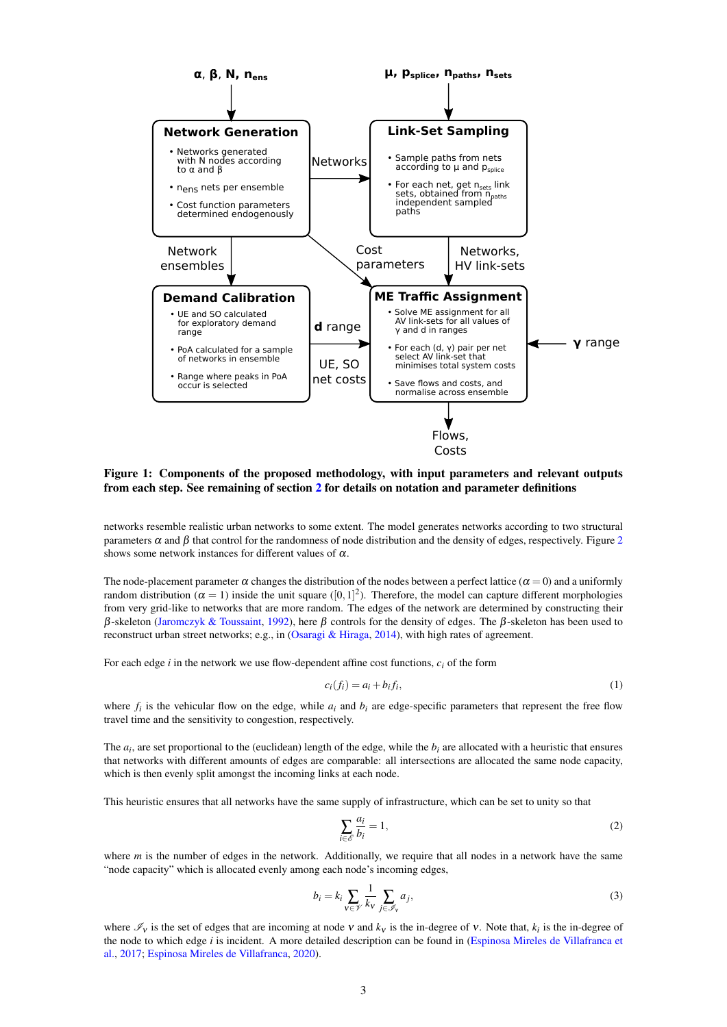**Figure 1: Components of the proposed methodology, with input parameters and relevant outputs from each step. See remaining of section 2 for details on notation and parameter definitions**

networks resemble realistic urban networks to some extent. The model generates networks according to two structural parameters $\alpha$ and $\beta$ that control for the randomness of node distribution and the density of edges, respectively. Figure 2 shows some network instances for different values of $\alpha$.

The node-placement parameter $\alpha$ changes the distribution of the nodes between a perfect lattice ($\alpha = 0$) and a uniformly random distribution ($\alpha = 1$) inside the unit square ($[0,1]^2$). Therefore, the model can capture different morphologies from very grid-like to networks that are more random. The edges of the network are determined by constructing their $\beta$-skeleton (Jaromczyk & Toussaint, 1992), here $\beta$ controls for the density of edges. The $\beta$-skeleton has been used to reconstruct urban street networks; e.g., in (Osaragi & Hiraga, 2014), with high rates of agreement.

For each edge $i$ in the network we use flow-dependent affine cost functions, $c_i$ of the form

$$c_i(f_i) = a_i + b_i f_i, \tag{1}$$

where $f_i$ is the vehicular flow on the edge, while $a_i$ and $b_i$ are edge-specific parameters that represent the free flow travel time and the sensitivity to congestion, respectively.

The $a_i$, are set proportional to the (euclidean) length of the edge, while the $b_i$ are allocated with a heuristic that ensures that networks with different amounts of edges are comparable: all intersections are allocated the same node capacity, which is then evenly split amongst the incoming links at each node.

This heuristic ensures that all networks have the same supply of infrastructure, which can be set to unity so that

$$\sum_{i \in \mathscr{E}} \frac{a_i}{b_i} = 1, \tag{2}$$

where $m$ is the number of edges in the network. Additionally, we require that all nodes in a network have the same "node capacity" which is allocated evenly among each node's incoming edges,

$$b_i = k_i \sum_{v \in \mathscr{V}} \frac{1}{k_v} \sum_{j \in \mathscr{I}_v} a_j, \tag{3}$$

where $\mathscr{I}_v$ is the set of edges that are incoming at node $v$ and $k_v$ is the in-degree of $v$. Note that, $k_i$ is the in-degree of the node to which edge $i$ is incident. A more detailed description can be found in (Espinosa Mireles de Villafranca et al., 2017; Espinosa Mireles de Villafranca, 2020).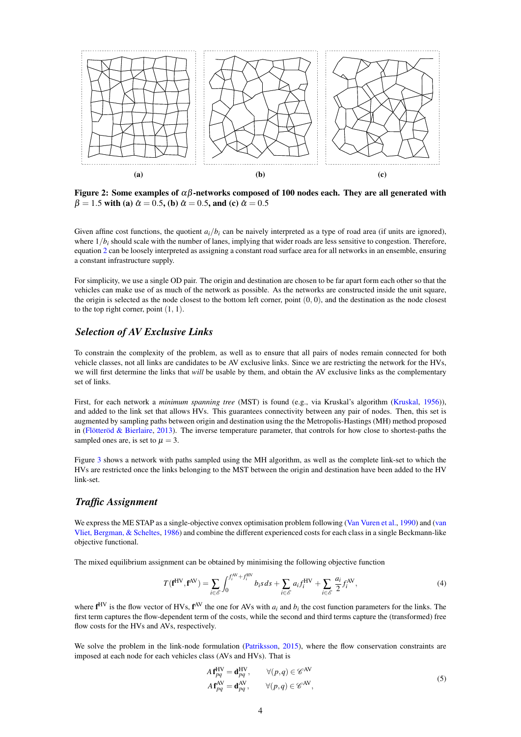(a) (b) (c)

**Figure 2: Some examples of $\alpha\beta$-networks composed of 100 nodes each. They are all generated with $\beta = 1.5$ with (a) $\hat{\alpha} = 0.5$, (b) $\hat{\alpha} = 0.5$, and (c) $\hat{\alpha} = 0.5$**

Given affine cost functions, the quotient $a_i/b_i$ can be naively interpreted as a type of road area (if units are ignored), where $1/b_i$ should scale with the number of lanes, implying that wider roads are less sensitive to congestion. Therefore, equation 2 can be loosely interpreted as assigning a constant road surface area for all networks in an ensemble, ensuring a constant infrastructure supply.

For simplicity, we use a single OD pair. The origin and destination are chosen to be far apart form each other so that the vehicles can make use of as much of the network as possible. As the networks are constructed inside the unit square, the origin is selected as the node closest to the bottom left corner, point $(0,0)$, and the destination as the node closest to the top right corner, point $(1,1)$.

## *Selection of AV Exclusive Links*

To constrain the complexity of the problem, as well as to ensure that all pairs of nodes remain connected for both vehicle classes, not all links are candidates to be AV exclusive links. Since we are restricting the network for the HVs, we will first determine the links that *will* be usable by them, and obtain the AV exclusive links as the complementary set of links.

First, for each network a *minimum spanning tree* (MST) is found (e.g., via Kruskal's algorithm (Kruskal, 1956)), and added to the link set that allows HVs. This guarantees connectivity between any pair of nodes. Then, this set is augmented by sampling paths between origin and destination using the the Metropolis-Hastings (MH) method proposed in (Flötteröd & Bierlaire, 2013). The inverse temperature parameter, that controls for how close to shortest-paths the sampled ones are, is set to $\mu = 3$.

Figure 3 shows a network with paths sampled using the MH algorithm, as well as the complete link-set to which the HVs are restricted once the links belonging to the MST between the origin and destination have been added to the HV link-set.

## *Traffic Assignment*

We express the ME STAP as a single-objective convex optimisation problem following (Van Vuren et al., 1990) and (van Vliet, Bergman, & Scheltes, 1986) and combine the different experienced costs for each class in a single Beckmann-like objective functional.

The mixed equilibrium assignment can be obtained by minimising the following objective function

$$T(\mathbf{f}^{\text{HV}}, \mathbf{f}^{\text{AV}}) = \sum_{i \in \mathscr{E}} \int_0^{f_i^{\text{AV}} + f_i^{\text{HV}}} b_i s \, ds + \sum_{i \in \mathscr{E}} a_i f_i^{\text{HV}} + \sum_{i \in \mathscr{E}} \frac{a_i}{2} f_i^{\text{AV}}, \tag{4}$$

where $\mathbf{f}^{\text{HV}}$ is the flow vector of HVs, $\mathbf{f}^{\text{AV}}$ the one for AVs with $a_i$ and $b_i$ the cost function parameters for the links. The first term captures the flow-dependent term of the costs, while the second and third terms capture the (transformed) free flow costs for the HVs and AVs, respectively.

We solve the problem in the link-node formulation (Patriksson, 2015), where the flow conservation constraints are imposed at each node for each vehicles class (AVs and HVs). That is

$$\begin{aligned} A\,\mathbf{f}_{pq}^{\text{HV}} &= \mathbf{d}_{pq}^{\text{HV}}, \qquad \forall (p,q) \in \mathscr{C}^{\text{AV}} \\ A\,\mathbf{f}_{pq}^{\text{AV}} &= \mathbf{d}_{pq}^{\text{AV}}, \qquad \forall (p,q) \in \mathscr{C}^{\text{AV}}, \end{aligned} \tag{5}$$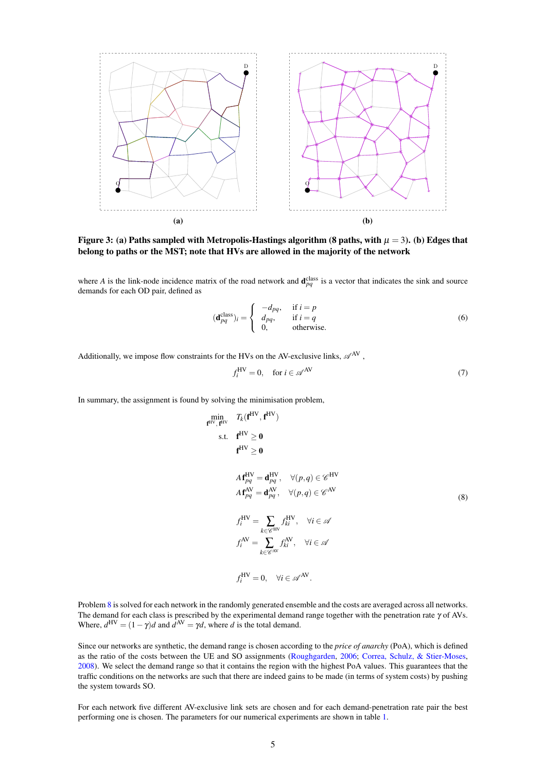**Figure 3: (a) Paths sampled with Metropolis-Hastings algorithm (8 paths, with $\mu = 3$). (b) Edges that belong to paths or the MST; note that HVs are allowed in the majority of the network**

where $A$ is the link-node incidence matrix of the road network and $\mathbf{d}_{pq}^{\text{class}}$ is a vector that indicates the sink and source demands for each OD pair, defined as

$$(\mathbf{d}_{pq}^{\text{class}})_i = \begin{cases} -d_{pq}, & \text{if } i = p \\ d_{pq}, & \text{if } i = q \\ 0, & \text{otherwise.} \end{cases} \tag{6}$$

Additionally, we impose flow constraints for the HVs on the AV-exclusive links, $\mathscr{A}^{\text{AV}}$ ,

$$f_i^{\text{HV}} = 0, \quad \text{for } i \in \mathscr{A}^{\text{AV}} \tag{7}$$

In summary, the assignment is found by solving the minimisation problem,

$$\begin{aligned}
\min_{\mathbf{f}^{\text{HV}}, \mathbf{f}^{\text{HV}}} \quad & T_k(\mathbf{f}^{\text{HV}}, \mathbf{f}^{\text{HV}}) \\
\text{s.t.} \quad & \mathbf{f}^{\text{HV}} \geq \mathbf{0} \\
& \mathbf{f}^{\text{HV}} \geq \mathbf{0} \\
& A\,\mathbf{f}_{pq}^{\text{HV}} = \mathbf{d}_{pq}^{\text{HV}}, \quad \forall (p,q) \in \mathscr{C}^{\text{HV}} \\
& A\,\mathbf{f}_{pq}^{\text{AV}} = \mathbf{d}_{pq}^{\text{AV}}, \quad \forall (p,q) \in \mathscr{C}^{\text{AV}} \\
& f_i^{\text{HV}} = \sum_{k \in \mathscr{C}^{\text{HV}}} f_{ki}^{\text{HV}}, \quad \forall i \in \mathscr{A} \\
& f_i^{\text{AV}} = \sum_{k \in \mathscr{C}^{\text{AV}}} f_{ki}^{\text{AV}}, \quad \forall i \in \mathscr{A} \\
& f_i^{\text{HV}} = 0, \quad \forall i \in \mathscr{A}^{\text{AV}}.
\end{aligned} \tag{8}$$

Problem 8 is solved for each network in the randomly generated ensemble and the costs are averaged across all networks. The demand for each class is prescribed by the experimental demand range together with the penetration rate $\gamma$ of AVs. Where, $d^{\text{HV}} = (1-\gamma)d$ and $d^{\text{AV}} = \gamma d$, where $d$ is the total demand.

Since our networks are synthetic, the demand range is chosen according to the *price of anarchy* (PoA), which is defined as the ratio of the costs between the UE and SO assignments (Roughgarden, 2006; Correa, Schulz, & Stier-Moses, 2008). We select the demand range so that it contains the region with the highest PoA values. This guarantees that the traffic conditions on the networks are such that there are indeed gains to be made (in terms of system costs) by pushing the system towards SO.

For each network five different AV-exclusive link sets are chosen and for each demand-penetration rate pair the best performing one is chosen. The parameters for our numerical experiments are shown in table 1.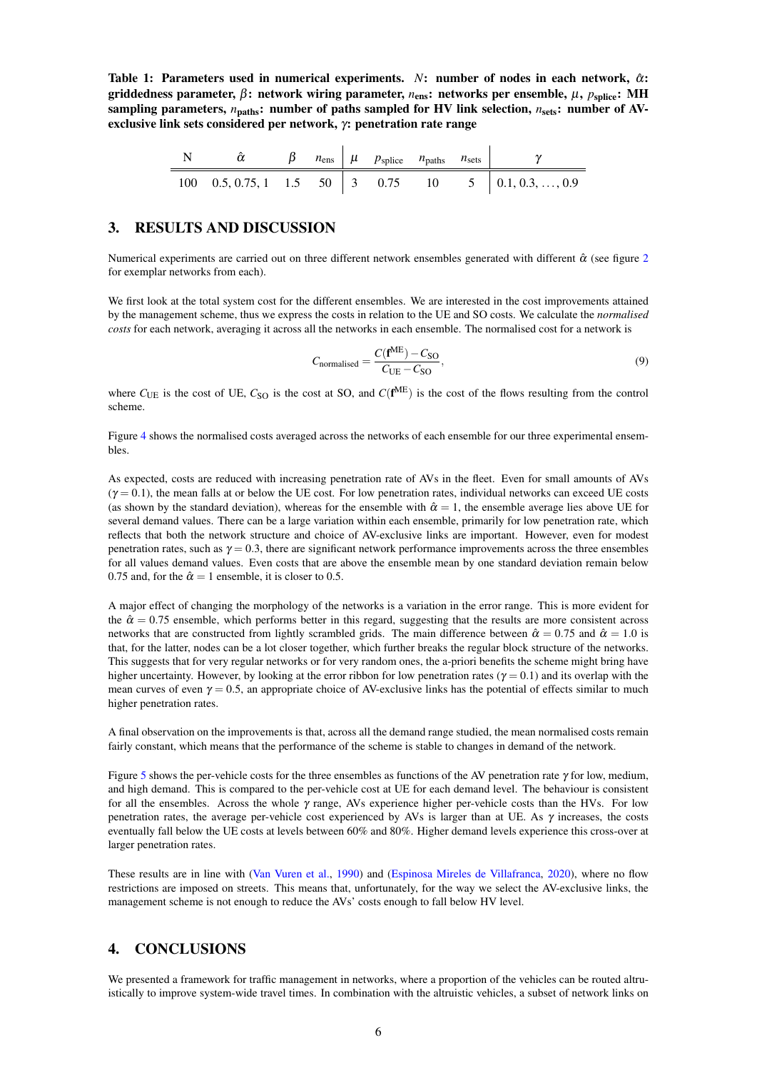**Table 1: Parameters used in numerical experiments. $N$: number of nodes in each network, $\hat{\alpha}$: griddedness parameter, $\beta$: network wiring parameter, $n_{\text{ens}}$: networks per ensemble, $\mu$, $p_{\text{splice}}$: MH sampling parameters, $n_{\text{paths}}$: number of paths sampled for HV link selection, $n_{\text{sets}}$: number of AV-exclusive link sets considered per network, $\gamma$: penetration rate range**

| N | $\hat{\alpha}$ | $\beta$ | $n_{\text{ens}}$ | $\mu$ | $p_{\text{splice}}$ | $n_{\text{paths}}$ | $n_{\text{sets}}$ | $\gamma$ |
|---|---|---|---|---|---|---|---|---|
| 100 | 0.5, 0.75, 1 | 1.5 | 50 | 3 | 0.75 | 10 | 5 | 0.1, 0.3, …, 0.9 |

## 3. RESULTS AND DISCUSSION

Numerical experiments are carried out on three different network ensembles generated with different $\hat{\alpha}$ (see figure 2 for exemplar networks from each).

We first look at the total system cost for the different ensembles. We are interested in the cost improvements attained by the management scheme, thus we express the costs in relation to the UE and SO costs. We calculate the *normalised costs* for each network, averaging it across all the networks in each ensemble. The normalised cost for a network is

$$C_{\text{normalised}} = \frac{C(\mathbf{f}^{\text{ME}}) - C_{\text{SO}}}{C_{\text{UE}} - C_{\text{SO}}}, \tag{9}$$

where $C_{\text{UE}}$ is the cost of UE, $C_{\text{SO}}$ is the cost at SO, and $C(\mathbf{f}^{\text{ME}})$ is the cost of the flows resulting from the control scheme.

Figure 4 shows the normalised costs averaged across the networks of each ensemble for our three experimental ensembles.

As expected, costs are reduced with increasing penetration rate of AVs in the fleet. Even for small amounts of AVs ($\gamma = 0.1$), the mean falls at or below the UE cost. For low penetration rates, individual networks can exceed UE costs (as shown by the standard deviation), whereas for the ensemble with $\hat{\alpha} = 1$, the ensemble average lies above UE for several demand values. There can be a large variation within each ensemble, primarily for low penetration rate, which reflects that both the network structure and choice of AV-exclusive links are important. However, even for modest penetration rates, such as $\gamma = 0.3$, there are significant network performance improvements across the three ensembles for all values demand values. Even costs that are above the ensemble mean by one standard deviation remain below 0.75 and, for the $\hat{\alpha} = 1$ ensemble, it is closer to 0.5.

A major effect of changing the morphology of the networks is a variation in the error range. This is more evident for the $\hat{\alpha} = 0.75$ ensemble, which performs better in this regard, suggesting that the results are more consistent across networks that are constructed from lightly scrambled grids. The main difference between $\hat{\alpha} = 0.75$ and $\hat{\alpha} = 1.0$ is that, for the latter, nodes can be a lot closer together, which further breaks the regular block structure of the networks. This suggests that for very regular networks or for very random ones, the a-priori benefits the scheme might bring have higher uncertainty. However, by looking at the error ribbon for low penetration rates ($\gamma = 0.1$) and its overlap with the mean curves of even $\gamma = 0.5$, an appropriate choice of AV-exclusive links has the potential of effects similar to much higher penetration rates.

A final observation on the improvements is that, across all the demand range studied, the mean normalised costs remain fairly constant, which means that the performance of the scheme is stable to changes in demand of the network.

Figure 5 shows the per-vehicle costs for the three ensembles as functions of the AV penetration rate $\gamma$ for low, medium, and high demand. This is compared to the per-vehicle cost at UE for each demand level. The behaviour is consistent for all the ensembles. Across the whole $\gamma$ range, AVs experience higher per-vehicle costs than the HVs. For low penetration rates, the average per-vehicle cost experienced by AVs is larger than at UE. As $\gamma$ increases, the costs eventually fall below the UE costs at levels between 60% and 80%. Higher demand levels experience this cross-over at larger penetration rates.

These results are in line with (Van Vuren et al., 1990) and (Espinosa Mireles de Villafranca, 2020), where no flow restrictions are imposed on streets. This means that, unfortunately, for the way we select the AV-exclusive links, the management scheme is not enough to reduce the AVs' costs enough to fall below HV level.

## 4. CONCLUSIONS

We presented a framework for traffic management in networks, where a proportion of the vehicles can be routed altruistically to improve system-wide travel times. In combination with the altruistic vehicles, a subset of network links on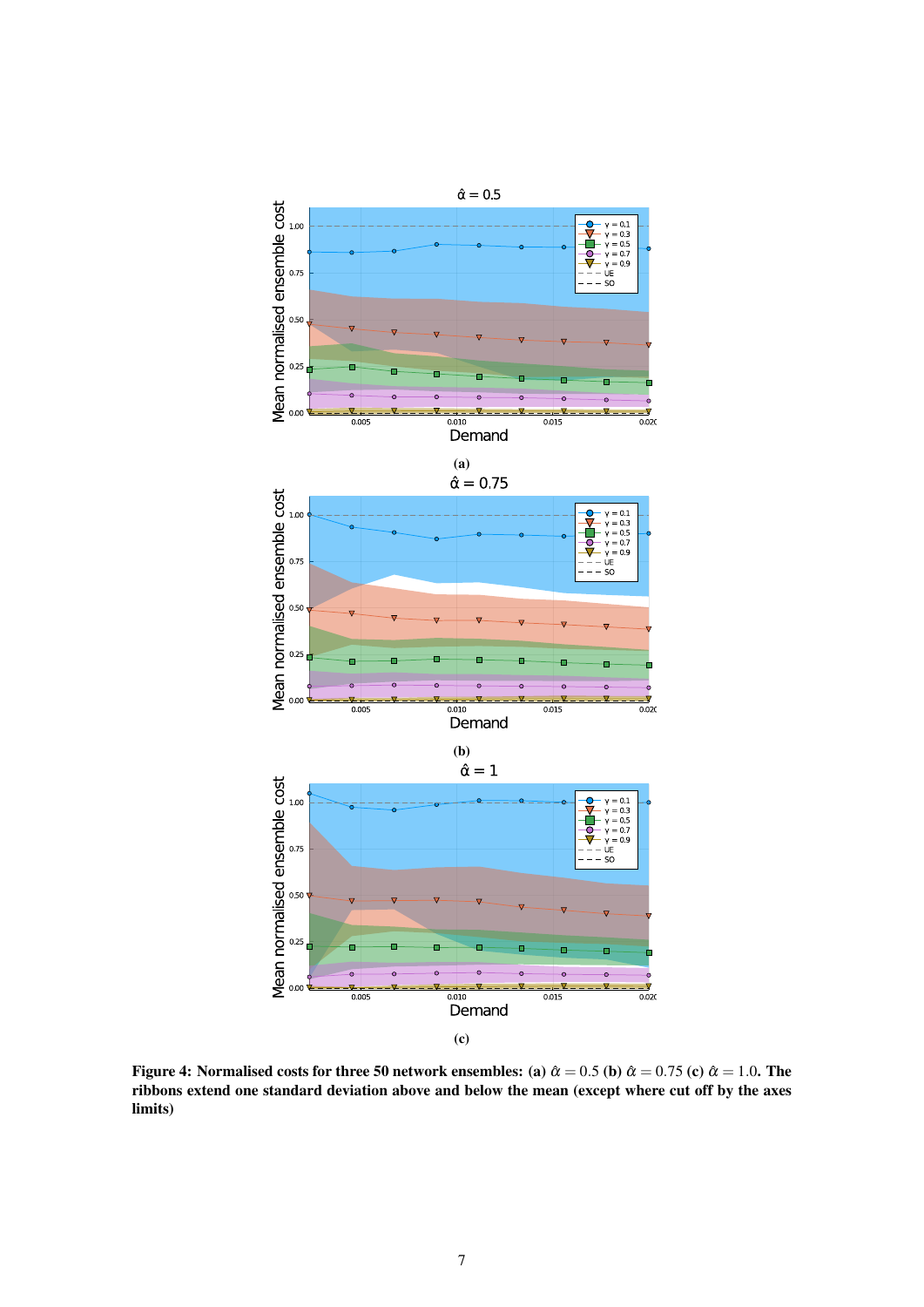(a)

(b)

(c)

**Figure 4: Normalised costs for three 50 network ensembles: (a) $\hat{\alpha} = 0.5$ (b) $\hat{\alpha} = 0.75$ (c) $\hat{\alpha} = 1.0$. The ribbons extend one standard deviation above and below the mean (except where cut off by the axes limits)**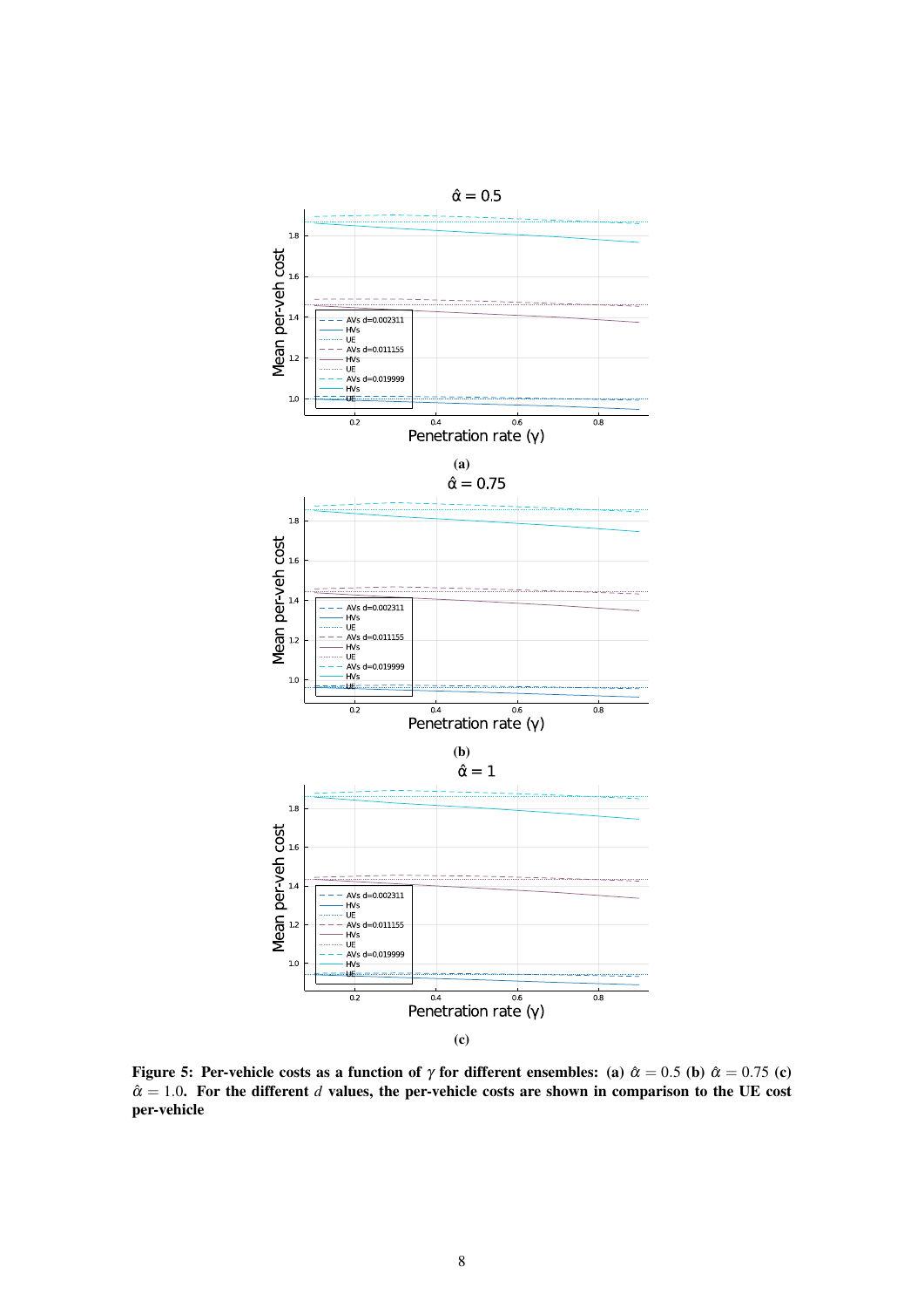**Figure 5: Per-vehicle costs as a function of $\gamma$ for different ensembles: (a) $\hat{\alpha} = 0.5$ (b) $\hat{\alpha} = 0.75$ (c) $\hat{\alpha} = 1.0$. For the different $d$ values, the per-vehicle costs are shown in comparison to the UE cost per-vehicle**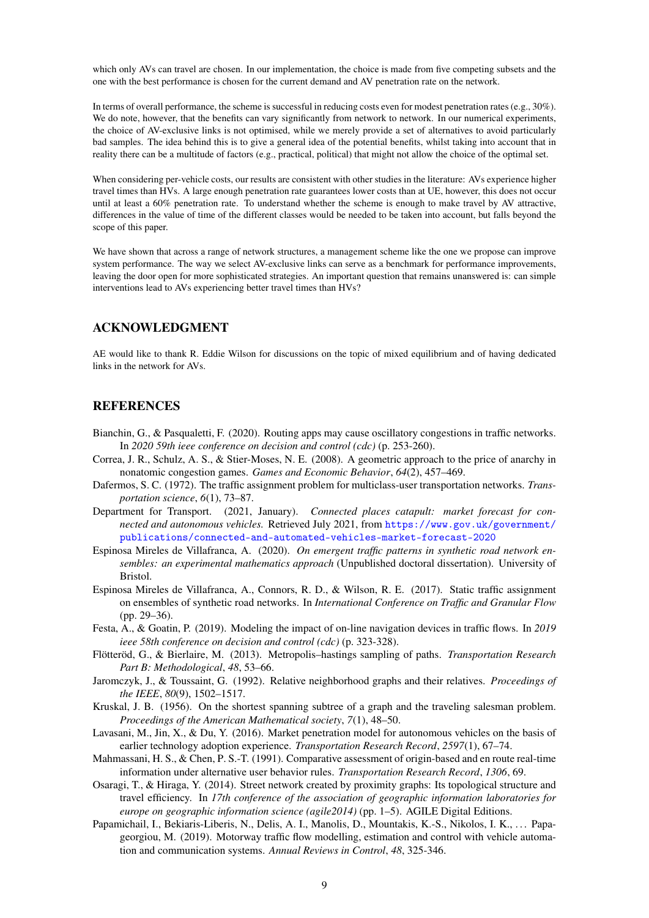which only AVs can travel are chosen. In our implementation, the choice is made from five competing subsets and the one with the best performance is chosen for the current demand and AV penetration rate on the network.

In terms of overall performance, the scheme is successful in reducing costs even for modest penetration rates (e.g., 30%). We do note, however, that the benefits can vary significantly from network to network. In our numerical experiments, the choice of AV-exclusive links is not optimised, while we merely provide a set of alternatives to avoid particularly bad samples. The idea behind this is to give a general idea of the potential benefits, whilst taking into account that in reality there can be a multitude of factors (e.g., practical, political) that might not allow the choice of the optimal set.

When considering per-vehicle costs, our results are consistent with other studies in the literature: AVs experience higher travel times than HVs. A large enough penetration rate guarantees lower costs than at UE, however, this does not occur until at least a 60% penetration rate. To understand whether the scheme is enough to make travel by AV attractive, differences in the value of time of the different classes would be needed to be taken into account, but falls beyond the scope of this paper.

We have shown that across a range of network structures, a management scheme like the one we propose can improve system performance. The way we select AV-exclusive links can serve as a benchmark for performance improvements, leaving the door open for more sophisticated strategies. An important question that remains unanswered is: can simple interventions lead to AVs experiencing better travel times than HVs?

## ACKNOWLEDGMENT

AE would like to thank R. Eddie Wilson for discussions on the topic of mixed equilibrium and of having dedicated links in the network for AVs.

## REFERENCES

Bianchin, G., & Pasqualetti, F. (2020). Routing apps may cause oscillatory congestions in traffic networks. In *2020 59th ieee conference on decision and control (cdc)* (p. 253-260).

Correa, J. R., Schulz, A. S., & Stier-Moses, N. E. (2008). A geometric approach to the price of anarchy in nonatomic congestion games. *Games and Economic Behavior*, *64*(2), 457–469.

Dafermos, S. C. (1972). The traffic assignment problem for multiclass-user transportation networks. *Transportation science*, *6*(1), 73–87.

Department for Transport. (2021, January). *Connected places catapult: market forecast for connected and autonomous vehicles.* Retrieved July 2021, from https://www.gov.uk/government/publications/connected-and-automated-vehicles-market-forecast-2020

Espinosa Mireles de Villafranca, A. (2020). *On emergent traffic patterns in synthetic road network ensembles: an experimental mathematics approach* (Unpublished doctoral dissertation). University of Bristol.

Espinosa Mireles de Villafranca, A., Connors, R. D., & Wilson, R. E. (2017). Static traffic assignment on ensembles of synthetic road networks. In *International Conference on Traffic and Granular Flow* (pp. 29–36).

Festa, A., & Goatin, P. (2019). Modeling the impact of on-line navigation devices in traffic flows. In *2019 ieee 58th conference on decision and control (cdc)* (p. 323-328).

Flötteröd, G., & Bierlaire, M. (2013). Metropolis–hastings sampling of paths. *Transportation Research Part B: Methodological*, *48*, 53–66.

Jaromczyk, J., & Toussaint, G. (1992). Relative neighborhood graphs and their relatives. *Proceedings of the IEEE*, *80*(9), 1502–1517.

Kruskal, J. B. (1956). On the shortest spanning subtree of a graph and the traveling salesman problem. *Proceedings of the American Mathematical society*, *7*(1), 48–50.

Lavasani, M., Jin, X., & Du, Y. (2016). Market penetration model for autonomous vehicles on the basis of earlier technology adoption experience. *Transportation Research Record*, *2597*(1), 67–74.

Mahmassani, H. S., & Chen, P. S.-T. (1991). Comparative assessment of origin-based and en route real-time information under alternative user behavior rules. *Transportation Research Record*, *1306*, 69.

Osaragi, T., & Hiraga, Y. (2014). Street network created by proximity graphs: Its topological structure and travel efficiency. In *17th conference of the association of geographic information laboratories for europe on geographic information science (agile2014)* (pp. 1–5). AGILE Digital Editions.

Papamichail, I., Bekiaris-Liberis, N., Delis, A. I., Manolis, D., Mountakis, K.-S., Nikolos, I. K., ... Papageorgiou, M. (2019). Motorway traffic flow modelling, estimation and control with vehicle automation and communication systems. *Annual Reviews in Control*, *48*, 325-346.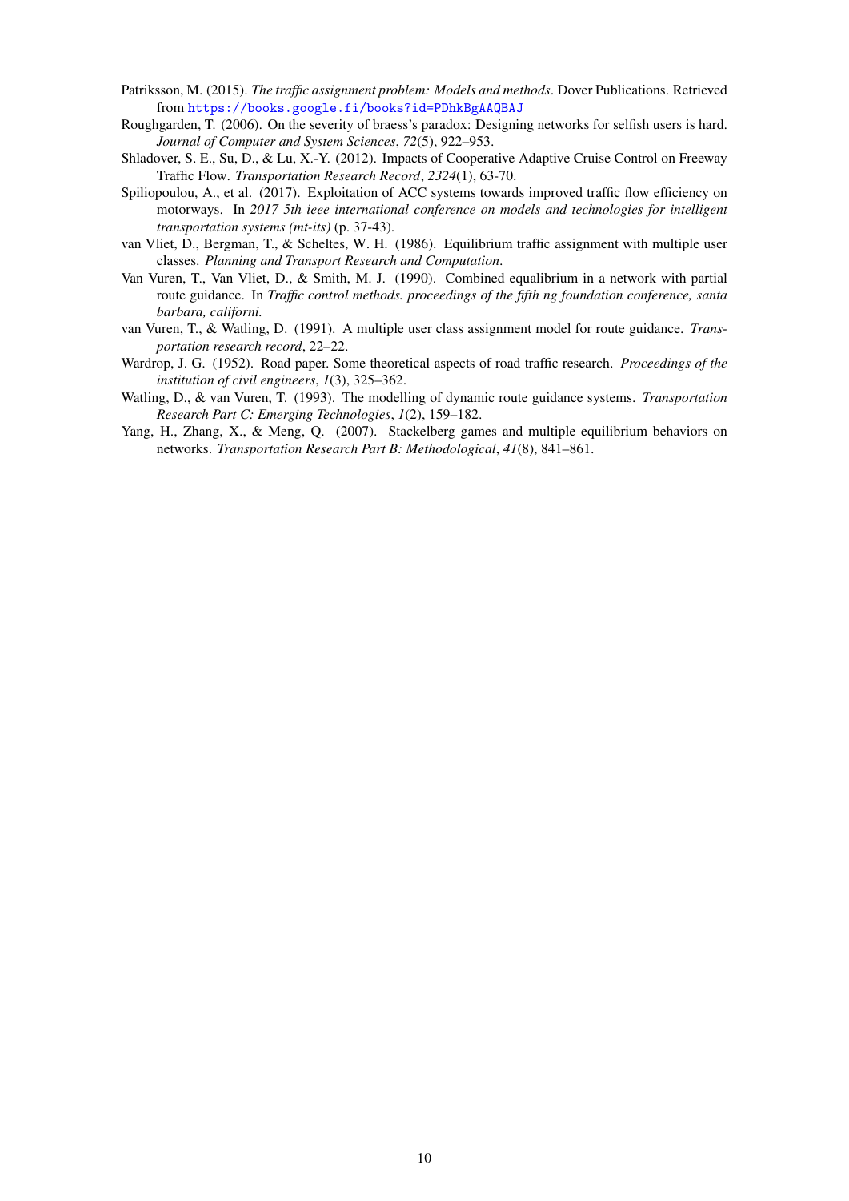Patriksson, M. (2015). *The traffic assignment problem: Models and methods*. Dover Publications. Retrieved from https://books.google.fi/books?id=PDhkBgAAQBAJ

Roughgarden, T. (2006). On the severity of braess's paradox: Designing networks for selfish users is hard. *Journal of Computer and System Sciences*, *72*(5), 922–953.

Shladover, S. E., Su, D., & Lu, X.-Y. (2012). Impacts of Cooperative Adaptive Cruise Control on Freeway Traffic Flow. *Transportation Research Record*, *2324*(1), 63-70.

Spiliopoulou, A., et al. (2017). Exploitation of ACC systems towards improved traffic flow efficiency on motorways. In *2017 5th ieee international conference on models and technologies for intelligent transportation systems (mt-its)* (p. 37-43).

van Vliet, D., Bergman, T., & Scheltes, W. H. (1986). Equilibrium traffic assignment with multiple user classes. *Planning and Transport Research and Computation*.

Van Vuren, T., Van Vliet, D., & Smith, M. J. (1990). Combined equalibrium in a network with partial route guidance. In *Traffic control methods. proceedings of the fifth ng foundation conference, santa barbara, californi.*

van Vuren, T., & Watling, D. (1991). A multiple user class assignment model for route guidance. *Transportation research record*, 22–22.

Wardrop, J. G. (1952). Road paper. Some theoretical aspects of road traffic research. *Proceedings of the institution of civil engineers*, *1*(3), 325–362.

Watling, D., & van Vuren, T. (1993). The modelling of dynamic route guidance systems. *Transportation Research Part C: Emerging Technologies*, *1*(2), 159–182.

Yang, H., Zhang, X., & Meng, Q. (2007). Stackelberg games and multiple equilibrium behaviors on networks. *Transportation Research Part B: Methodological*, *41*(8), 841–861.